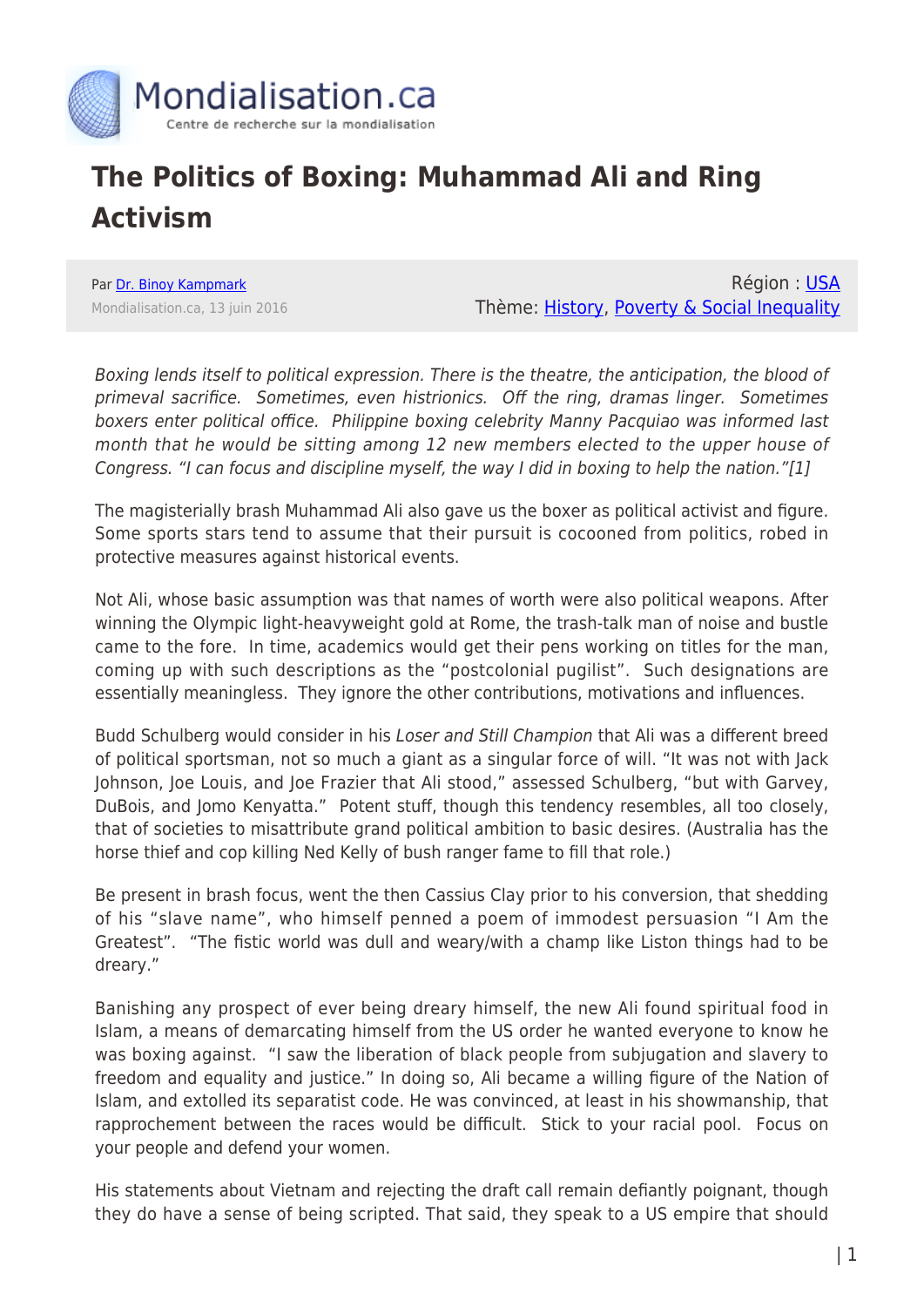# The Politics of Boxing: Muhammad Ali and Ring Activism

Par Dr. Binoy Kampmark
Mondialisation.ca, 13 juin 2016

Région : USA
Thème: History, Poverty & Social Inequality

*Boxing lends itself to political expression. There is the theatre, the anticipation, the blood of primeval sacrifice. Sometimes, even histrionics. Off the ring, dramas linger. Sometimes boxers enter political office. Philippine boxing celebrity Manny Pacquiao was informed last month that he would be sitting among 12 new members elected to the upper house of Congress. "I can focus and discipline myself, the way I did in boxing to help the nation."[1]*

The magisterially brash Muhammad Ali also gave us the boxer as political activist and figure. Some sports stars tend to assume that their pursuit is cocooned from politics, robed in protective measures against historical events.

Not Ali, whose basic assumption was that names of worth were also political weapons. After winning the Olympic light-heavyweight gold at Rome, the trash-talk man of noise and bustle came to the fore. In time, academics would get their pens working on titles for the man, coming up with such descriptions as the "postcolonial pugilist". Such designations are essentially meaningless. They ignore the other contributions, motivations and influences.

Budd Schulberg would consider in his *Loser and Still Champion* that Ali was a different breed of political sportsman, not so much a giant as a singular force of will. "It was not with Jack Johnson, Joe Louis, and Joe Frazier that Ali stood," assessed Schulberg, "but with Garvey, DuBois, and Jomo Kenyatta." Potent stuff, though this tendency resembles, all too closely, that of societies to misattribute grand political ambition to basic desires. (Australia has the horse thief and cop killing Ned Kelly of bush ranger fame to fill that role.)

Be present in brash focus, went the then Cassius Clay prior to his conversion, that shedding of his "slave name", who himself penned a poem of immodest persuasion "I Am the Greatest". "The fistic world was dull and weary/with a champ like Liston things had to be dreary."

Banishing any prospect of ever being dreary himself, the new Ali found spiritual food in Islam, a means of demarcating himself from the US order he wanted everyone to know he was boxing against. "I saw the liberation of black people from subjugation and slavery to freedom and equality and justice." In doing so, Ali became a willing figure of the Nation of Islam, and extolled its separatist code. He was convinced, at least in his showmanship, that rapprochement between the races would be difficult. Stick to your racial pool. Focus on your people and defend your women.

His statements about Vietnam and rejecting the draft call remain defiantly poignant, though they do have a sense of being scripted. That said, they speak to a US empire that should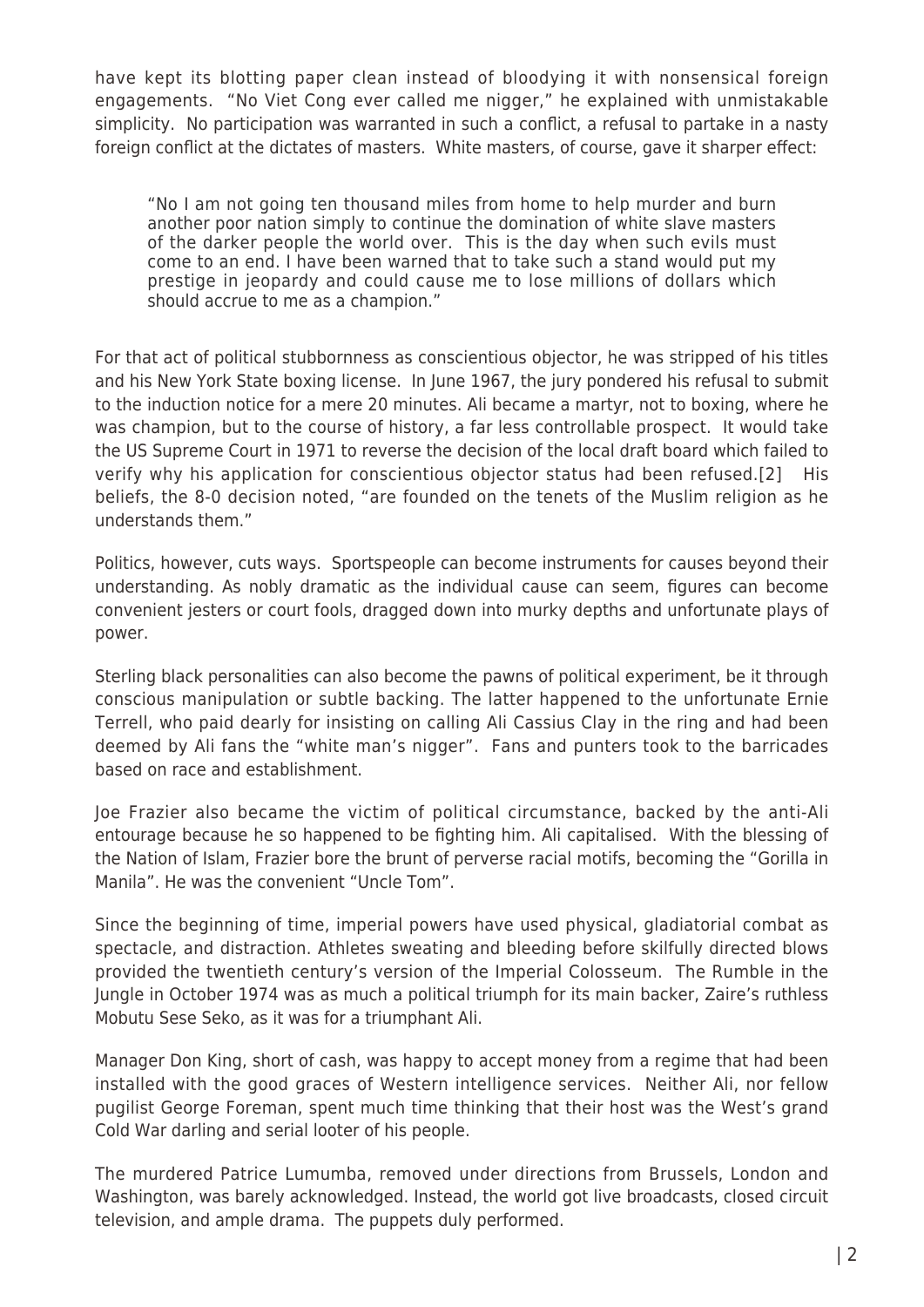have kept its blotting paper clean instead of bloodying it with nonsensical foreign engagements. "No Viet Cong ever called me nigger," he explained with unmistakable simplicity. No participation was warranted in such a conflict, a refusal to partake in a nasty foreign conflict at the dictates of masters. White masters, of course, gave it sharper effect:

> "No I am not going ten thousand miles from home to help murder and burn another poor nation simply to continue the domination of white slave masters of the darker people the world over. This is the day when such evils must come to an end. I have been warned that to take such a stand would put my prestige in jeopardy and could cause me to lose millions of dollars which should accrue to me as a champion."

For that act of political stubbornness as conscientious objector, he was stripped of his titles and his New York State boxing license. In June 1967, the jury pondered his refusal to submit to the induction notice for a mere 20 minutes. Ali became a martyr, not to boxing, where he was champion, but to the course of history, a far less controllable prospect. It would take the US Supreme Court in 1971 to reverse the decision of the local draft board which failed to verify why his application for conscientious objector status had been refused.[2] His beliefs, the 8-0 decision noted, "are founded on the tenets of the Muslim religion as he understands them."

Politics, however, cuts ways. Sportspeople can become instruments for causes beyond their understanding. As nobly dramatic as the individual cause can seem, figures can become convenient jesters or court fools, dragged down into murky depths and unfortunate plays of power.

Sterling black personalities can also become the pawns of political experiment, be it through conscious manipulation or subtle backing. The latter happened to the unfortunate Ernie Terrell, who paid dearly for insisting on calling Ali Cassius Clay in the ring and had been deemed by Ali fans the "white man's nigger". Fans and punters took to the barricades based on race and establishment.

Joe Frazier also became the victim of political circumstance, backed by the anti-Ali entourage because he so happened to be fighting him. Ali capitalised. With the blessing of the Nation of Islam, Frazier bore the brunt of perverse racial motifs, becoming the "Gorilla in Manila". He was the convenient "Uncle Tom".

Since the beginning of time, imperial powers have used physical, gladiatorial combat as spectacle, and distraction. Athletes sweating and bleeding before skilfully directed blows provided the twentieth century's version of the Imperial Colosseum. The Rumble in the Jungle in October 1974 was as much a political triumph for its main backer, Zaire's ruthless Mobutu Sese Seko, as it was for a triumphant Ali.

Manager Don King, short of cash, was happy to accept money from a regime that had been installed with the good graces of Western intelligence services. Neither Ali, nor fellow pugilist George Foreman, spent much time thinking that their host was the West's grand Cold War darling and serial looter of his people.

The murdered Patrice Lumumba, removed under directions from Brussels, London and Washington, was barely acknowledged. Instead, the world got live broadcasts, closed circuit television, and ample drama. The puppets duly performed.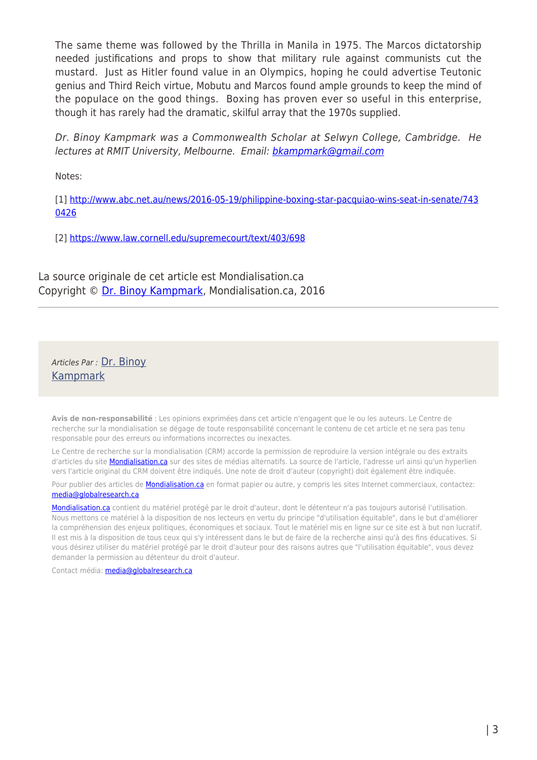The same theme was followed by the Thrilla in Manila in 1975. The Marcos dictatorship needed justifications and props to show that military rule against communists cut the mustard. Just as Hitler found value in an Olympics, hoping he could advertise Teutonic genius and Third Reich virtue, Mobutu and Marcos found ample grounds to keep the mind of the populace on the good things. Boxing has proven ever so useful in this enterprise, though it has rarely had the dramatic, skilful array that the 1970s supplied.

*Dr. Binoy Kampmark was a Commonwealth Scholar at Selwyn College, Cambridge. He lectures at RMIT University, Melbourne. Email: bkampmark@gmail.com*

Notes:

[1] http://www.abc.net.au/news/2016-05-19/philippine-boxing-star-pacquiao-wins-seat-in-senate/7430426

[2] https://www.law.cornell.edu/supremecourt/text/403/698

La source originale de cet article est Mondialisation.ca
Copyright © Dr. Binoy Kampmark, Mondialisation.ca, 2016

---

*Articles Par :* Dr. Binoy Kampmark

**Avis de non-responsabilité** : Les opinions exprimées dans cet article n'engagent que le ou les auteurs. Le Centre de recherche sur la mondialisation se dégage de toute responsabilité concernant le contenu de cet article et ne sera pas tenu responsable pour des erreurs ou informations incorrectes ou inexactes.

Le Centre de recherche sur la mondialisation (CRM) accorde la permission de reproduire la version intégrale ou des extraits d'articles du site Mondialisation.ca sur des sites de médias alternatifs. La source de l'article, l'adresse url ainsi qu'un hyperlien vers l'article original du CRM doivent être indiqués. Une note de droit d'auteur (copyright) doit également être indiquée.

Pour publier des articles de Mondialisation.ca en format papier ou autre, y compris les sites Internet commerciaux, contactez: media@globalresearch.ca

Mondialisation.ca contient du matériel protégé par le droit d'auteur, dont le détenteur n'a pas toujours autorisé l'utilisation. Nous mettons ce matériel à la disposition de nos lecteurs en vertu du principe "d'utilisation équitable", dans le but d'améliorer la compréhension des enjeux politiques, économiques et sociaux. Tout le matériel mis en ligne sur ce site est à but non lucratif. Il est mis à la disposition de tous ceux qui s'y intéressent dans le but de faire de la recherche ainsi qu'à des fins éducatives. Si vous désirez utiliser du matériel protégé par le droit d'auteur pour des raisons autres que "l'utilisation équitable", vous devez demander la permission au détenteur du droit d'auteur.

Contact média: media@globalresearch.ca